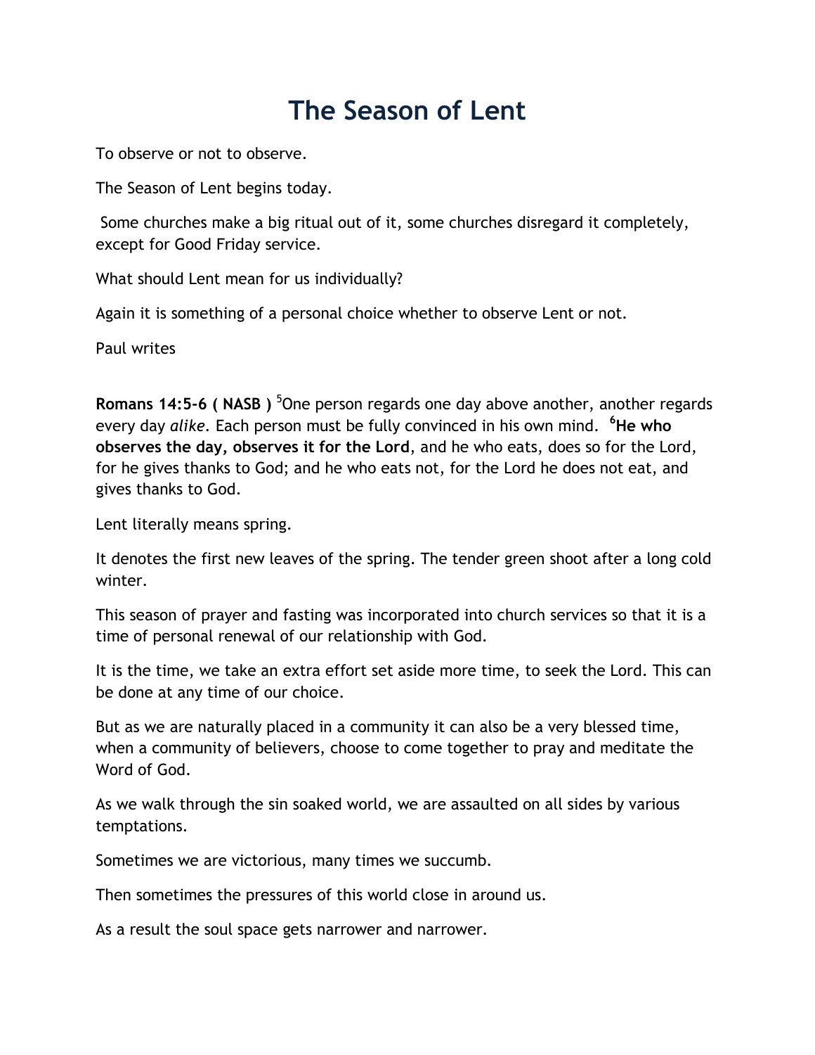# The Season of Lent

To observe or not to observe.

The Season of Lent begins today.

Some churches make a big ritual out of it, some churches disregard it completely, except for Good Friday service.

What should Lent mean for us individually?

Again it is something of a personal choice whether to observe Lent or not.

Paul writes

**Romans 14:5-6 ( NASB )** [5]One person regards one day above another, another regards every day *alike*. Each person must be fully convinced in his own mind. [6]**He who observes the day, observes it for the Lord**, and he who eats, does so for the Lord, for he gives thanks to God; and he who eats not, for the Lord he does not eat, and gives thanks to God.

Lent literally means spring.

It denotes the first new leaves of the spring. The tender green shoot after a long cold winter.

This season of prayer and fasting was incorporated into church services so that it is a time of personal renewal of our relationship with God.

It is the time, we take an extra effort set aside more time, to seek the Lord. This can be done at any time of our choice.

But as we are naturally placed in a community it can also be a very blessed time, when a community of believers, choose to come together to pray and meditate the Word of God.

As we walk through the sin soaked world, we are assaulted on all sides by various temptations.

Sometimes we are victorious, many times we succumb.

Then sometimes the pressures of this world close in around us.

As a result the soul space gets narrower and narrower.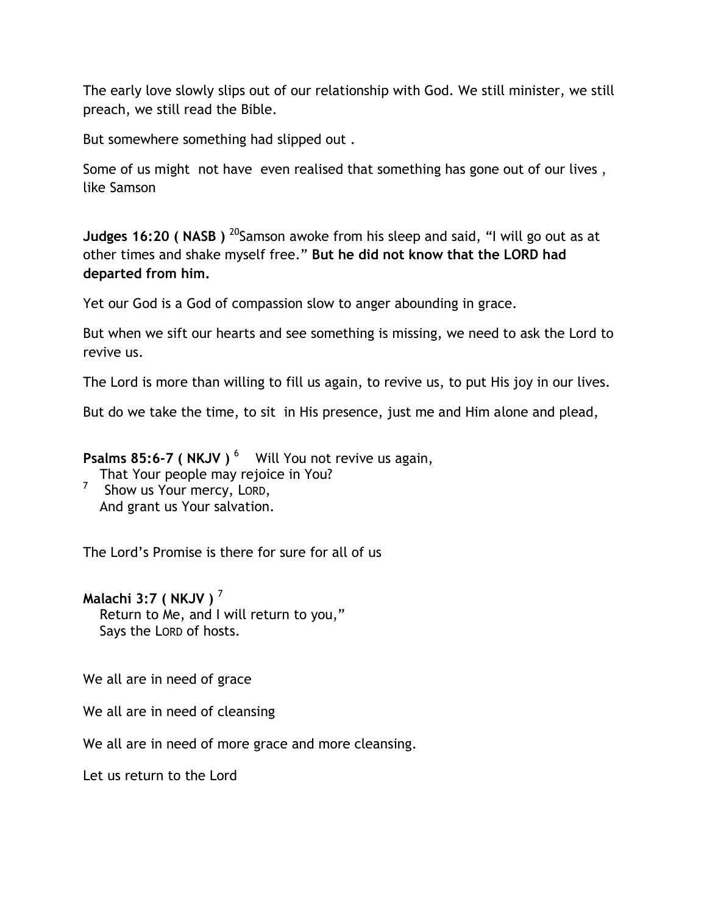The early love slowly slips out of our relationship with God. We still minister, we still preach, we still read the Bible.

But somewhere something had slipped out .

Some of us might not have even realised that something has gone out of our lives , like Samson

**Judges 16:20 ( NASB )** [20]Samson awoke from his sleep and said, “I will go out as at other times and shake myself free.” **But he did not know that the LORD had departed from him.**

Yet our God is a God of compassion slow to anger abounding in grace.

But when we sift our hearts and see something is missing, we need to ask the Lord to revive us.

The Lord is more than willing to fill us again, to revive us, to put His joy in our lives.

But do we take the time, to sit in His presence, just me and Him alone and plead,

**Psalms 85:6-7 ( NKJV )** [6] Will You not revive us again,
That Your people may rejoice in You?
[7] Show us Your mercy, LORD,
And grant us Your salvation.

The Lord’s Promise is there for sure for all of us

**Malachi 3:7 ( NKJV )** [7]
Return to Me, and I will return to you,”
Says the LORD of hosts.

We all are in need of grace

We all are in need of cleansing

We all are in need of more grace and more cleansing.

Let us return to the Lord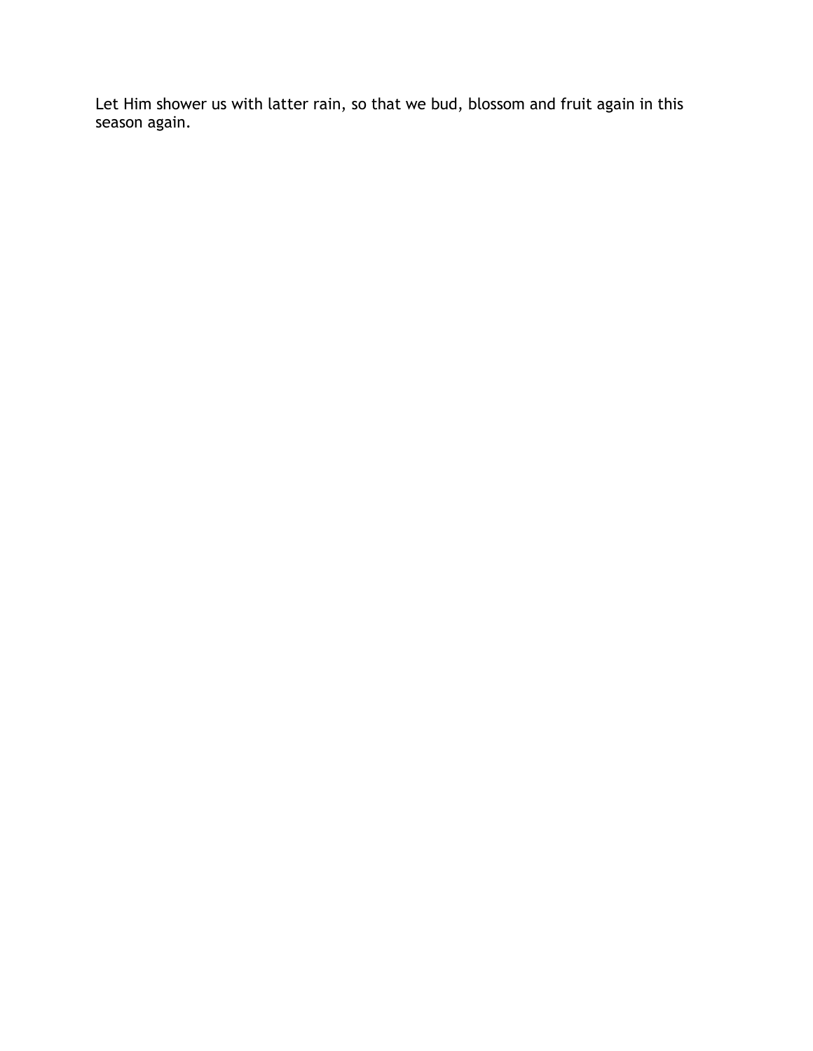Let Him shower us with latter rain, so that we bud, blossom and fruit again in this season again.